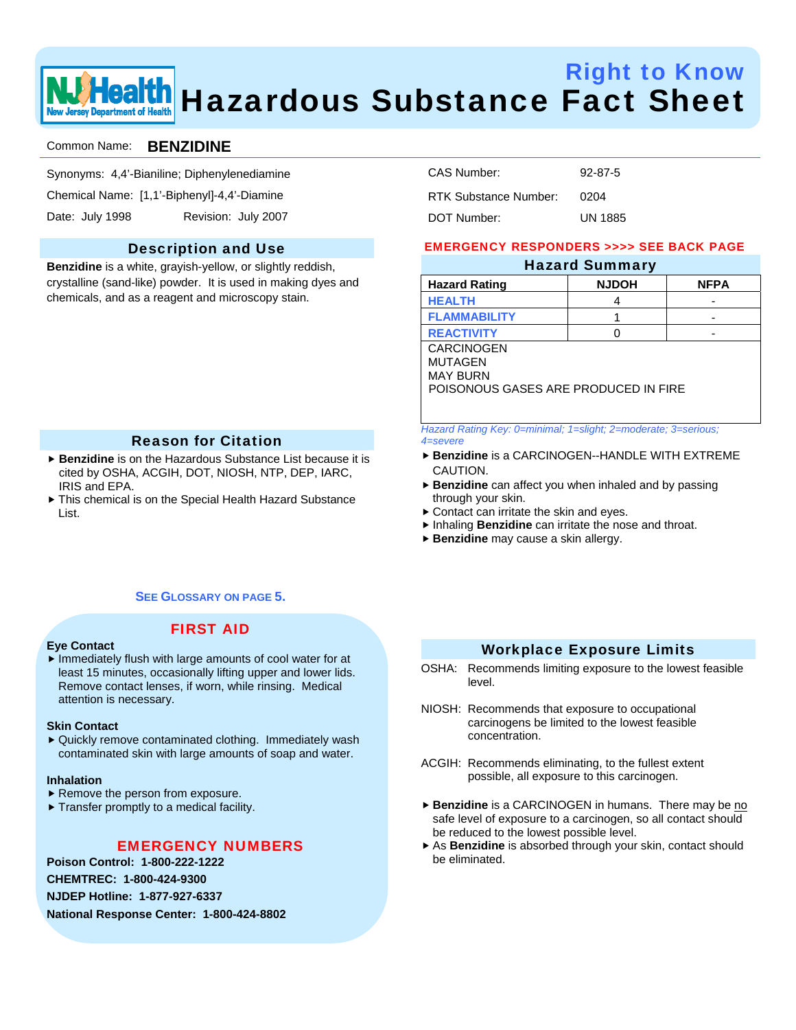# Right to Know Hazardous Substance Fact Sheet

Common Name: **BENZIDINE**

Synonyms: 4,4'-Bianiline; Diphenylenediamine

Chemical Name: [1,1'-Biphenyl]-4,4'-Diamine

Date: July 1998 Revision: July 2007

CAS Number: 92-87-5

RTK Substance Number: 0204

DOT Number: UN 1885

## Description and Use

**Benzidine** is a white, grayish-yellow, or slightly reddish, crystalline (sand-like) powder. It is used in making dyes and chemicals, and as a reagent and microscopy stain.

## Reason for Citation

- **Benzidine** is on the Hazardous Substance List because it is cited by OSHA, ACGIH, DOT, NIOSH, NTP, DEP, IARC, IRIS and EPA.
- This chemical is on the Special Health Hazard Substance List.

**SEE GLOSSARY ON PAGE 5.**

**EMERGENCY RESPONDERS >>>> SEE BACK PAGE**

## Hazard Summary

| Hazard Rating | NJDOH | NFPA |
|---|---|---|
| HEALTH | 4 | - |
| FLAMMABILITY | 1 | - |
| REACTIVITY | 0 | - |

CARCINOGEN
MUTAGEN
MAY BURN
POISONOUS GASES ARE PRODUCED IN FIRE

*Hazard Rating Key: 0=minimal; 1=slight; 2=moderate; 3=serious; 4=severe*

- **Benzidine** is a CARCINOGEN--HANDLE WITH EXTREME CAUTION.
- **Benzidine** can affect you when inhaled and by passing through your skin.
- Contact can irritate the skin and eyes.
- Inhaling **Benzidine** can irritate the nose and throat.
- **Benzidine** may cause a skin allergy.

## FIRST AID

**Eye Contact**

- Immediately flush with large amounts of cool water for at least 15 minutes, occasionally lifting upper and lower lids. Remove contact lenses, if worn, while rinsing. Medical attention is necessary.

**Skin Contact**

- Quickly remove contaminated clothing. Immediately wash contaminated skin with large amounts of soap and water.

**Inhalation**

- Remove the person from exposure.
- Transfer promptly to a medical facility.

## EMERGENCY NUMBERS

**Poison Control: 1-800-222-1222**
**CHEMTREC: 1-800-424-9300**
**NJDEP Hotline: 1-877-927-6337**
**National Response Center: 1-800-424-8802**

## Workplace Exposure Limits

OSHA: Recommends limiting exposure to the lowest feasible level.

NIOSH: Recommends that exposure to occupational carcinogens be limited to the lowest feasible concentration.

ACGIH: Recommends eliminating, to the fullest extent possible, all exposure to this carcinogen.

- **Benzidine** is a CARCINOGEN in humans. There may be no safe level of exposure to a carcinogen, so all contact should be reduced to the lowest possible level.
- As **Benzidine** is absorbed through your skin, contact should be eliminated.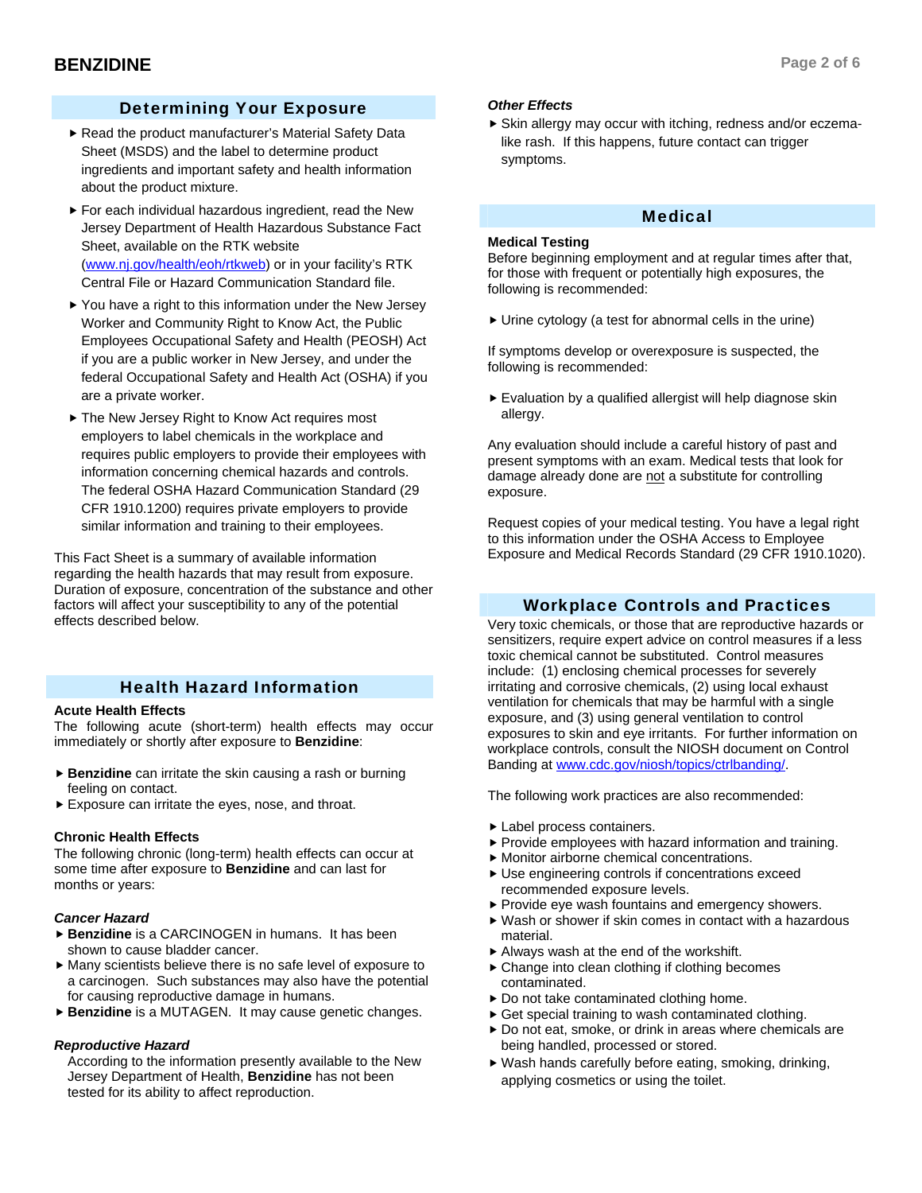## Determining Your Exposure

- Read the product manufacturer's Material Safety Data Sheet (MSDS) and the label to determine product ingredients and important safety and health information about the product mixture.
- For each individual hazardous ingredient, read the New Jersey Department of Health Hazardous Substance Fact Sheet, available on the RTK website ([www.nj.gov/health/eoh/rtkweb](www.nj.gov/health/eoh/rtkweb)) or in your facility's RTK Central File or Hazard Communication Standard file.
- You have a right to this information under the New Jersey Worker and Community Right to Know Act, the Public Employees Occupational Safety and Health (PEOSH) Act if you are a public worker in New Jersey, and under the federal Occupational Safety and Health Act (OSHA) if you are a private worker.
- The New Jersey Right to Know Act requires most employers to label chemicals in the workplace and requires public employers to provide their employees with information concerning chemical hazards and controls. The federal OSHA Hazard Communication Standard (29 CFR 1910.1200) requires private employers to provide similar information and training to their employees.

This Fact Sheet is a summary of available information regarding the health hazards that may result from exposure. Duration of exposure, concentration of the substance and other factors will affect your susceptibility to any of the potential effects described below.

## Health Hazard Information

### Acute Health Effects

The following acute (short-term) health effects may occur immediately or shortly after exposure to **Benzidine**:

- **Benzidine** can irritate the skin causing a rash or burning feeling on contact.
- Exposure can irritate the eyes, nose, and throat.

### Chronic Health Effects

The following chronic (long-term) health effects can occur at some time after exposure to **Benzidine** and can last for months or years:

#### *Cancer Hazard*

- **Benzidine** is a CARCINOGEN in humans. It has been shown to cause bladder cancer.
- Many scientists believe there is no safe level of exposure to a carcinogen. Such substances may also have the potential for causing reproductive damage in humans.
- **Benzidine** is a MUTAGEN. It may cause genetic changes.

#### *Reproductive Hazard*

According to the information presently available to the New Jersey Department of Health, **Benzidine** has not been tested for its ability to affect reproduction.

#### *Other Effects*

- Skin allergy may occur with itching, redness and/or eczema-like rash. If this happens, future contact can trigger symptoms.

## Medical

### Medical Testing

Before beginning employment and at regular times after that, for those with frequent or potentially high exposures, the following is recommended:

- Urine cytology (a test for abnormal cells in the urine)

If symptoms develop or overexposure is suspected, the following is recommended:

- Evaluation by a qualified allergist will help diagnose skin allergy.

Any evaluation should include a careful history of past and present symptoms with an exam. Medical tests that look for damage already done are <u>not</u> a substitute for controlling exposure.

Request copies of your medical testing. You have a legal right to this information under the OSHA Access to Employee Exposure and Medical Records Standard (29 CFR 1910.1020).

## Workplace Controls and Practices

Very toxic chemicals, or those that are reproductive hazards or sensitizers, require expert advice on control measures if a less toxic chemical cannot be substituted. Control measures include: (1) enclosing chemical processes for severely irritating and corrosive chemicals, (2) using local exhaust ventilation for chemicals that may be harmful with a single exposure, and (3) using general ventilation to control exposures to skin and eye irritants. For further information on workplace controls, consult the NIOSH document on Control Banding at [www.cdc.gov/niosh/topics/ctrlbanding/](www.cdc.gov/niosh/topics/ctrlbanding/).

The following work practices are also recommended:

- Label process containers.
- Provide employees with hazard information and training.
- Monitor airborne chemical concentrations.
- Use engineering controls if concentrations exceed recommended exposure levels.
- Provide eye wash fountains and emergency showers.
- Wash or shower if skin comes in contact with a hazardous material.
- Always wash at the end of the workshift.
- Change into clean clothing if clothing becomes contaminated.
- Do not take contaminated clothing home.
- Get special training to wash contaminated clothing.
- Do not eat, smoke, or drink in areas where chemicals are being handled, processed or stored.
- Wash hands carefully before eating, smoking, drinking, applying cosmetics or using the toilet.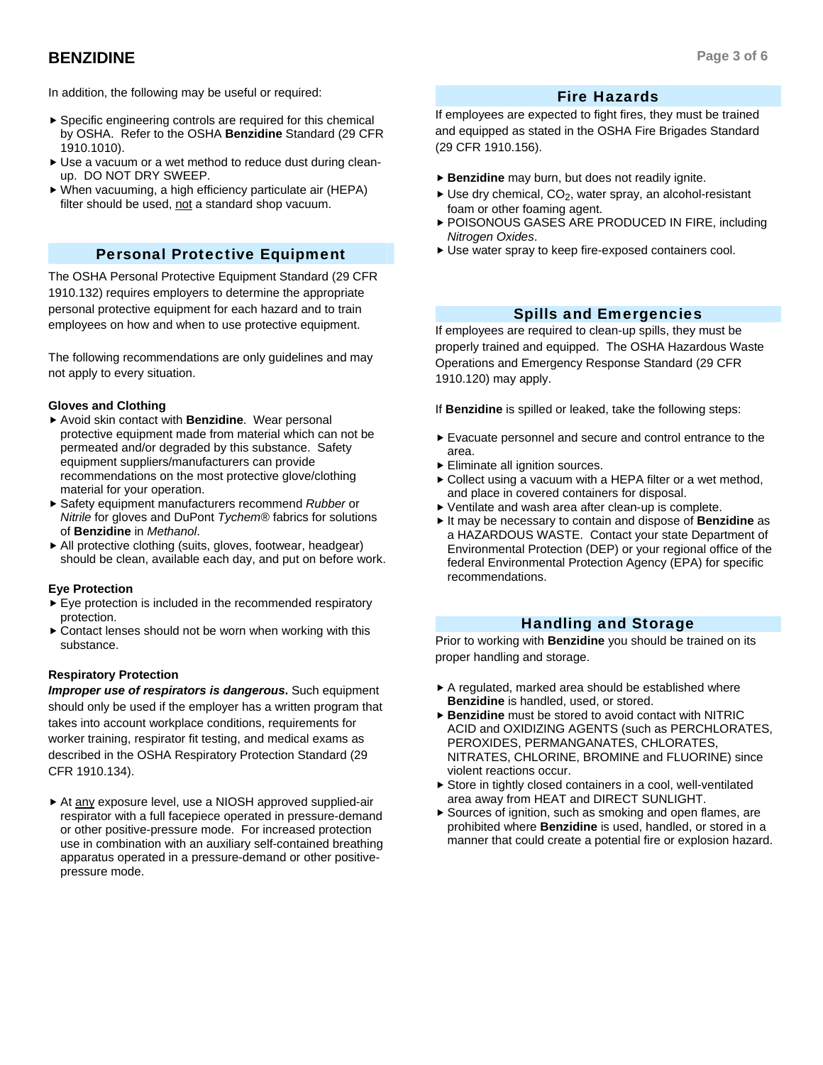In addition, the following may be useful or required:

- Specific engineering controls are required for this chemical by OSHA. Refer to the OSHA **Benzidine** Standard (29 CFR 1910.1010).
- Use a vacuum or a wet method to reduce dust during clean-up. DO NOT DRY SWEEP.
- When vacuuming, a high efficiency particulate air (HEPA) filter should be used, not a standard shop vacuum.

## Personal Protective Equipment

The OSHA Personal Protective Equipment Standard (29 CFR 1910.132) requires employers to determine the appropriate personal protective equipment for each hazard and to train employees on how and when to use protective equipment.

The following recommendations are only guidelines and may not apply to every situation.

### Gloves and Clothing

- Avoid skin contact with **Benzidine**. Wear personal protective equipment made from material which can not be permeated and/or degraded by this substance. Safety equipment suppliers/manufacturers can provide recommendations on the most protective glove/clothing material for your operation.
- Safety equipment manufacturers recommend *Rubber* or *Nitrile* for gloves and DuPont *Tychem®* fabrics for solutions of **Benzidine** in *Methanol*.
- All protective clothing (suits, gloves, footwear, headgear) should be clean, available each day, and put on before work.

### Eye Protection

- Eye protection is included in the recommended respiratory protection.
- Contact lenses should not be worn when working with this substance.

### Respiratory Protection

***Improper use of respirators is dangerous.*** Such equipment should only be used if the employer has a written program that takes into account workplace conditions, requirements for worker training, respirator fit testing, and medical exams as described in the OSHA Respiratory Protection Standard (29 CFR 1910.134).

- At any exposure level, use a NIOSH approved supplied-air respirator with a full facepiece operated in pressure-demand or other positive-pressure mode. For increased protection use in combination with an auxiliary self-contained breathing apparatus operated in a pressure-demand or other positive-pressure mode.

## Fire Hazards

If employees are expected to fight fires, they must be trained and equipped as stated in the OSHA Fire Brigades Standard (29 CFR 1910.156).

- **Benzidine** may burn, but does not readily ignite.
- Use dry chemical, $CO_2$, water spray, an alcohol-resistant foam or other foaming agent.
- POISONOUS GASES ARE PRODUCED IN FIRE, including *Nitrogen Oxides*.
- Use water spray to keep fire-exposed containers cool.

## Spills and Emergencies

If employees are required to clean-up spills, they must be properly trained and equipped. The OSHA Hazardous Waste Operations and Emergency Response Standard (29 CFR 1910.120) may apply.

If **Benzidine** is spilled or leaked, take the following steps:

- Evacuate personnel and secure and control entrance to the area.
- Eliminate all ignition sources.
- Collect using a vacuum with a HEPA filter or a wet method, and place in covered containers for disposal.
- Ventilate and wash area after clean-up is complete.
- It may be necessary to contain and dispose of **Benzidine** as a HAZARDOUS WASTE. Contact your state Department of Environmental Protection (DEP) or your regional office of the federal Environmental Protection Agency (EPA) for specific recommendations.

## Handling and Storage

Prior to working with **Benzidine** you should be trained on its proper handling and storage.

- A regulated, marked area should be established where **Benzidine** is handled, used, or stored.
- **Benzidine** must be stored to avoid contact with NITRIC ACID and OXIDIZING AGENTS (such as PERCHLORATES, PEROXIDES, PERMANGANATES, CHLORATES, NITRATES, CHLORINE, BROMINE and FLUORINE) since violent reactions occur.
- Store in tightly closed containers in a cool, well-ventilated area away from HEAT and DIRECT SUNLIGHT.
- Sources of ignition, such as smoking and open flames, are prohibited where **Benzidine** is used, handled, or stored in a manner that could create a potential fire or explosion hazard.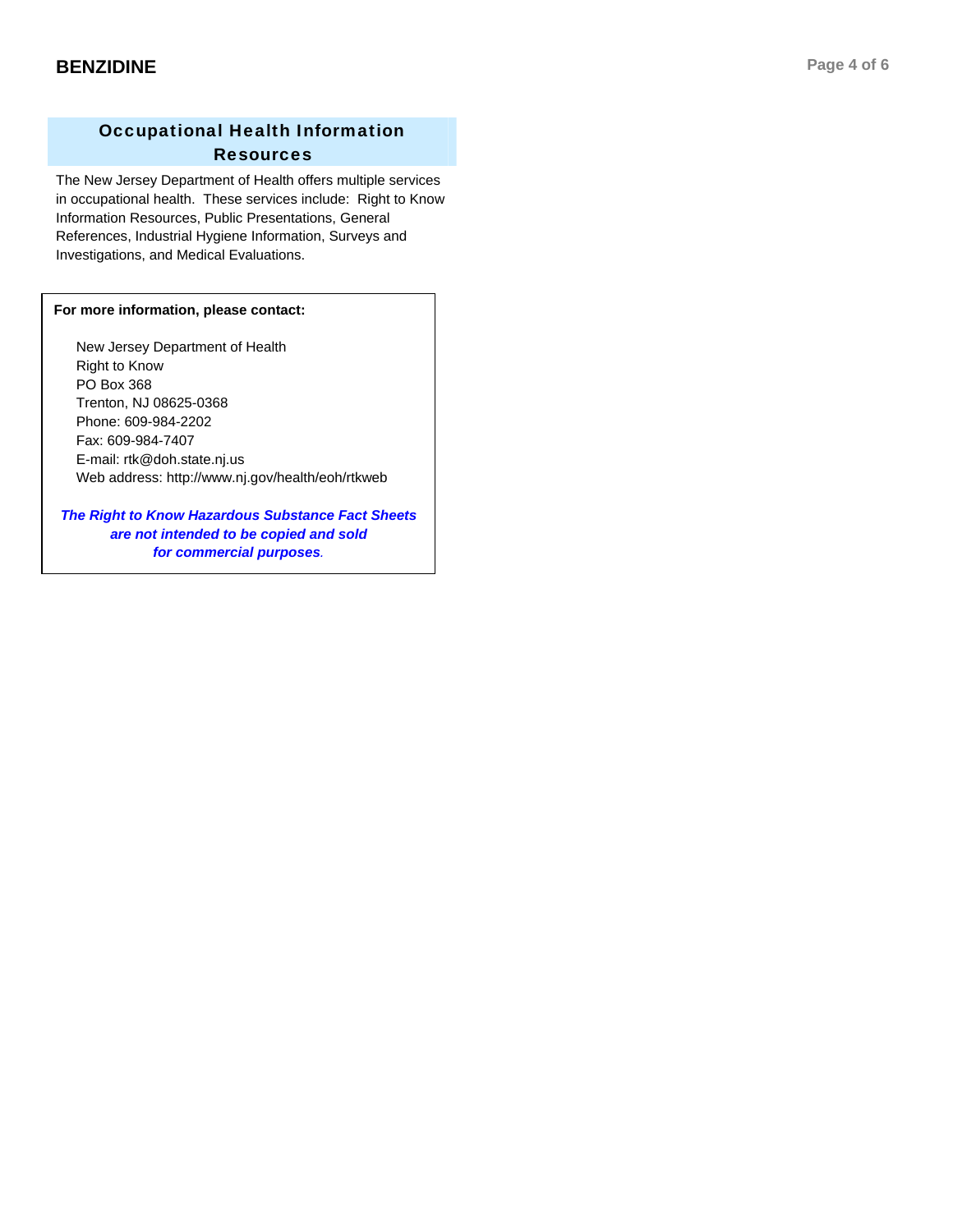## Occupational Health Information Resources

The New Jersey Department of Health offers multiple services in occupational health. These services include: Right to Know Information Resources, Public Presentations, General References, Industrial Hygiene Information, Surveys and Investigations, and Medical Evaluations.

**For more information, please contact:**

New Jersey Department of Health
Right to Know
PO Box 368
Trenton, NJ 08625-0368
Phone: 609-984-2202
Fax: 609-984-7407
E-mail: rtk@doh.state.nj.us
Web address: http://www.nj.gov/health/eoh/rtkweb

***The Right to Know Hazardous Substance Fact Sheets are not intended to be copied and sold for commercial purposes.***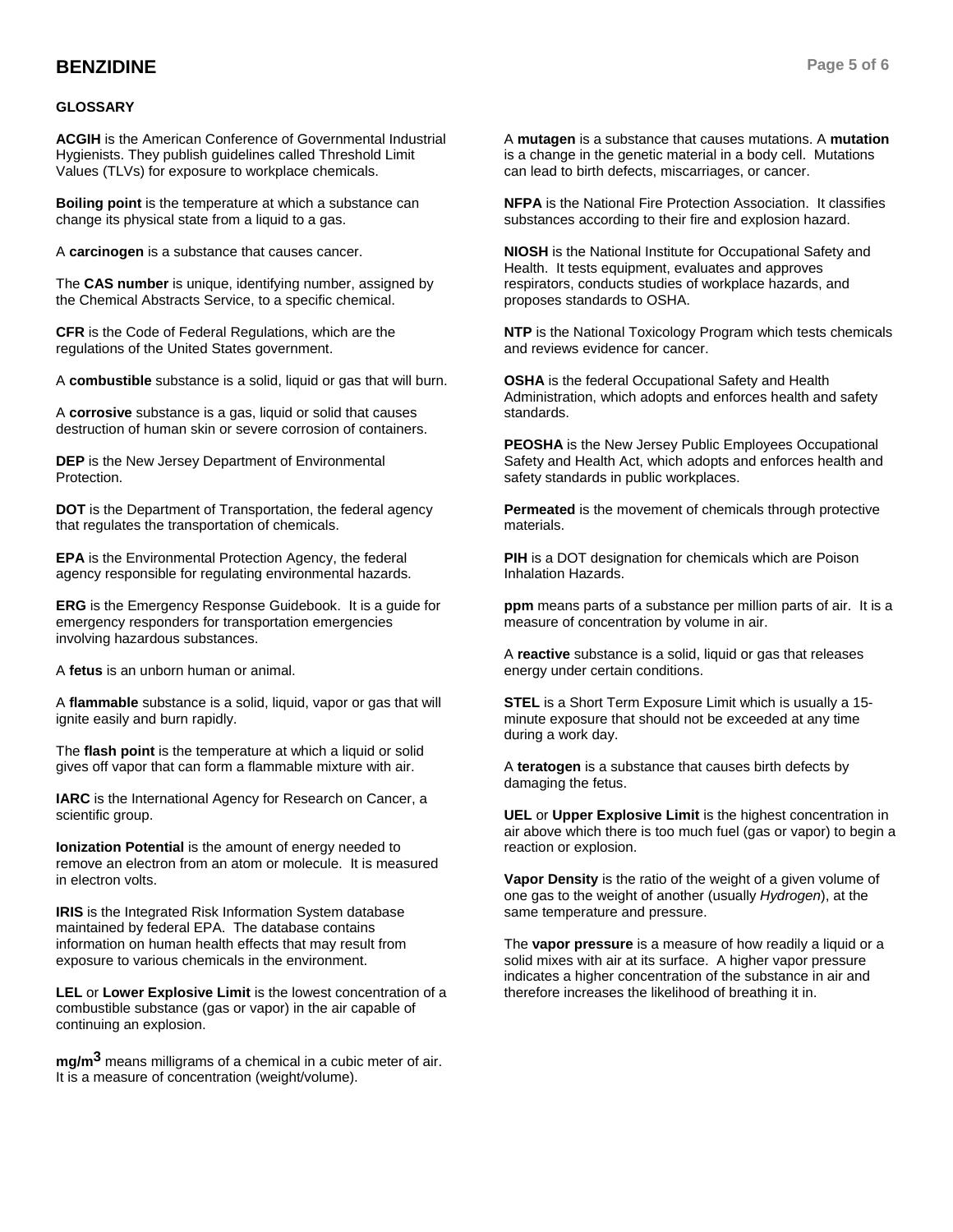## GLOSSARY

**ACGIH** is the American Conference of Governmental Industrial Hygienists. They publish guidelines called Threshold Limit Values (TLVs) for exposure to workplace chemicals.

**Boiling point** is the temperature at which a substance can change its physical state from a liquid to a gas.

A **carcinogen** is a substance that causes cancer.

The **CAS number** is unique, identifying number, assigned by the Chemical Abstracts Service, to a specific chemical.

**CFR** is the Code of Federal Regulations, which are the regulations of the United States government.

A **combustible** substance is a solid, liquid or gas that will burn.

A **corrosive** substance is a gas, liquid or solid that causes destruction of human skin or severe corrosion of containers.

**DEP** is the New Jersey Department of Environmental Protection.

**DOT** is the Department of Transportation, the federal agency that regulates the transportation of chemicals.

**EPA** is the Environmental Protection Agency, the federal agency responsible for regulating environmental hazards.

**ERG** is the Emergency Response Guidebook. It is a guide for emergency responders for transportation emergencies involving hazardous substances.

A **fetus** is an unborn human or animal.

A **flammable** substance is a solid, liquid, vapor or gas that will ignite easily and burn rapidly.

The **flash point** is the temperature at which a liquid or solid gives off vapor that can form a flammable mixture with air.

**IARC** is the International Agency for Research on Cancer, a scientific group.

**Ionization Potential** is the amount of energy needed to remove an electron from an atom or molecule. It is measured in electron volts.

**IRIS** is the Integrated Risk Information System database maintained by federal EPA. The database contains information on human health effects that may result from exposure to various chemicals in the environment.

**LEL** or **Lower Explosive Limit** is the lowest concentration of a combustible substance (gas or vapor) in the air capable of continuing an explosion.

**$mg/m^3$** means milligrams of a chemical in a cubic meter of air. It is a measure of concentration (weight/volume).

A **mutagen** is a substance that causes mutations. A **mutation** is a change in the genetic material in a body cell. Mutations can lead to birth defects, miscarriages, or cancer.

**NFPA** is the National Fire Protection Association. It classifies substances according to their fire and explosion hazard.

**NIOSH** is the National Institute for Occupational Safety and Health. It tests equipment, evaluates and approves respirators, conducts studies of workplace hazards, and proposes standards to OSHA.

**NTP** is the National Toxicology Program which tests chemicals and reviews evidence for cancer.

**OSHA** is the federal Occupational Safety and Health Administration, which adopts and enforces health and safety standards.

**PEOSHA** is the New Jersey Public Employees Occupational Safety and Health Act, which adopts and enforces health and safety standards in public workplaces.

**Permeated** is the movement of chemicals through protective materials.

**PIH** is a DOT designation for chemicals which are Poison Inhalation Hazards.

**ppm** means parts of a substance per million parts of air. It is a measure of concentration by volume in air.

A **reactive** substance is a solid, liquid or gas that releases energy under certain conditions.

**STEL** is a Short Term Exposure Limit which is usually a 15-minute exposure that should not be exceeded at any time during a work day.

A **teratogen** is a substance that causes birth defects by damaging the fetus.

**UEL** or **Upper Explosive Limit** is the highest concentration in air above which there is too much fuel (gas or vapor) to begin a reaction or explosion.

**Vapor Density** is the ratio of the weight of a given volume of one gas to the weight of another (usually *Hydrogen*), at the same temperature and pressure.

The **vapor pressure** is a measure of how readily a liquid or a solid mixes with air at its surface. A higher vapor pressure indicates a higher concentration of the substance in air and therefore increases the likelihood of breathing it in.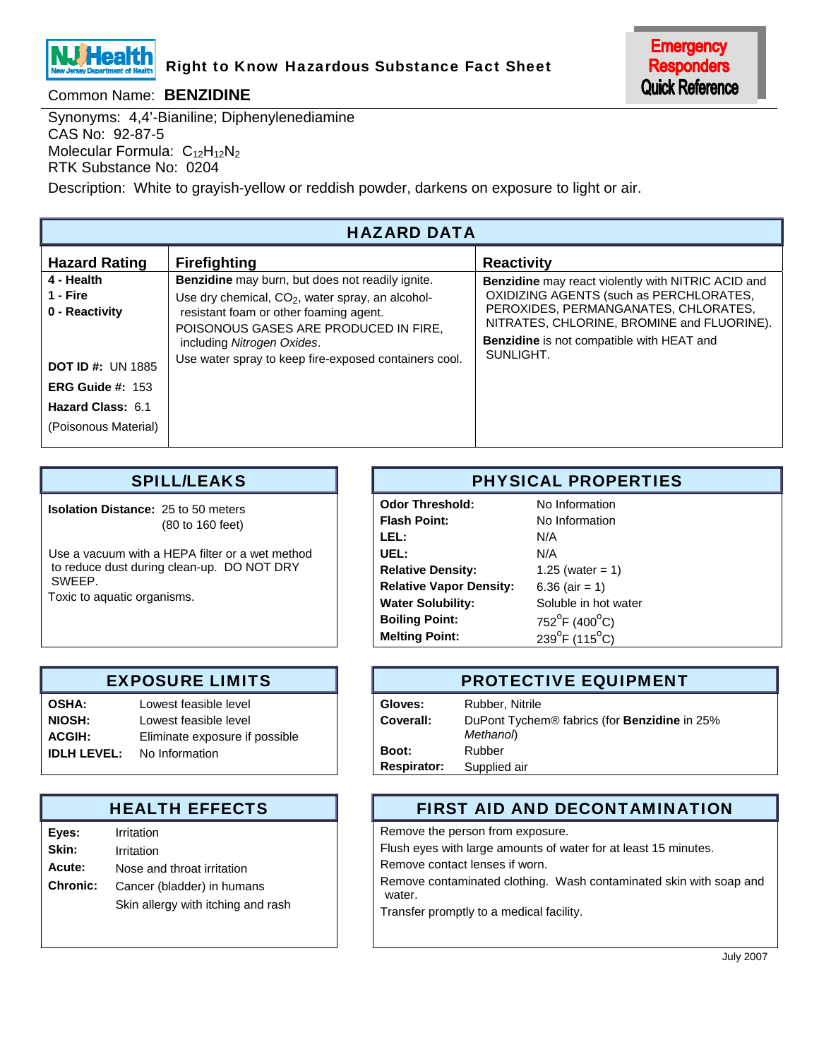# Right to Know Hazardous Substance Fact Sheet

**Emergency Responders Quick Reference**

Common Name: **BENZIDINE**

Synonyms: 4,4'-Bianiline; Diphenylenediamine
CAS No: 92-87-5
Molecular Formula: $C_{12}H_{12}N_2$
RTK Substance No: 0204

Description: White to grayish-yellow or reddish powder, darkens on exposure to light or air.

## HAZARD DATA

| Hazard Rating | Firefighting | Reactivity |
|---|---|---|
| **4 - Health**<br>**1 - Fire**<br>**0 - Reactivity**<br><br>**DOT ID #:** UN 1885<br>**ERG Guide #:** 153<br>**Hazard Class:** 6.1<br>(Poisonous Material) | **Benzidine** may burn, but does not readily ignite.<br>Use dry chemical, $CO_2$, water spray, an alcohol-resistant foam or other foaming agent.<br>POISONOUS GASES ARE PRODUCED IN FIRE, including *Nitrogen Oxides*.<br>Use water spray to keep fire-exposed containers cool. | **Benzidine** may react violently with NITRIC ACID and OXIDIZING AGENTS (such as PERCHLORATES, PEROXIDES, PERMANGANATES, CHLORATES, NITRATES, CHLORINE, BROMINE and FLUORINE).<br>**Benzidine** is not compatible with HEAT and SUNLIGHT. |

## SPILL/LEAKS

**Isolation Distance:** 25 to 50 meters (80 to 160 feet)

Use a vacuum with a HEPA filter or a wet method to reduce dust during clean-up. DO NOT DRY SWEEP.

Toxic to aquatic organisms.

## PHYSICAL PROPERTIES

| | |
|---|---|
| **Odor Threshold:** | No Information |
| **Flash Point:** | No Information |
| **LEL:** | N/A |
| **UEL:** | N/A |
| **Relative Density:** | 1.25 (water = 1) |
| **Relative Vapor Density:** | 6.36 (air = 1) |
| **Water Solubility:** | Soluble in hot water |
| **Boiling Point:** | 752°F (400°C) |
| **Melting Point:** | 239°F (115°C) |

## EXPOSURE LIMITS

| | |
|---|---|
| **OSHA:** | Lowest feasible level |
| **NIOSH:** | Lowest feasible level |
| **ACGIH:** | Eliminate exposure if possible |
| **IDLH LEVEL:** | No Information |

## PROTECTIVE EQUIPMENT

| | |
|---|---|
| **Gloves:** | Rubber, Nitrile |
| **Coverall:** | DuPont Tychem® fabrics (for **Benzidine** in 25% *Methanol*) |
| **Boot:** | Rubber |
| **Respirator:** | Supplied air |

## HEALTH EFFECTS

| | |
|---|---|
| **Eyes:** | Irritation |
| **Skin:** | Irritation |
| **Acute:** | Nose and throat irritation |
| **Chronic:** | Cancer (bladder) in humans<br>Skin allergy with itching and rash |

## FIRST AID AND DECONTAMINATION

Remove the person from exposure.

Flush eyes with large amounts of water for at least 15 minutes.

Remove contact lenses if worn.

Remove contaminated clothing. Wash contaminated skin with soap and water.

Transfer promptly to a medical facility.

July 2007